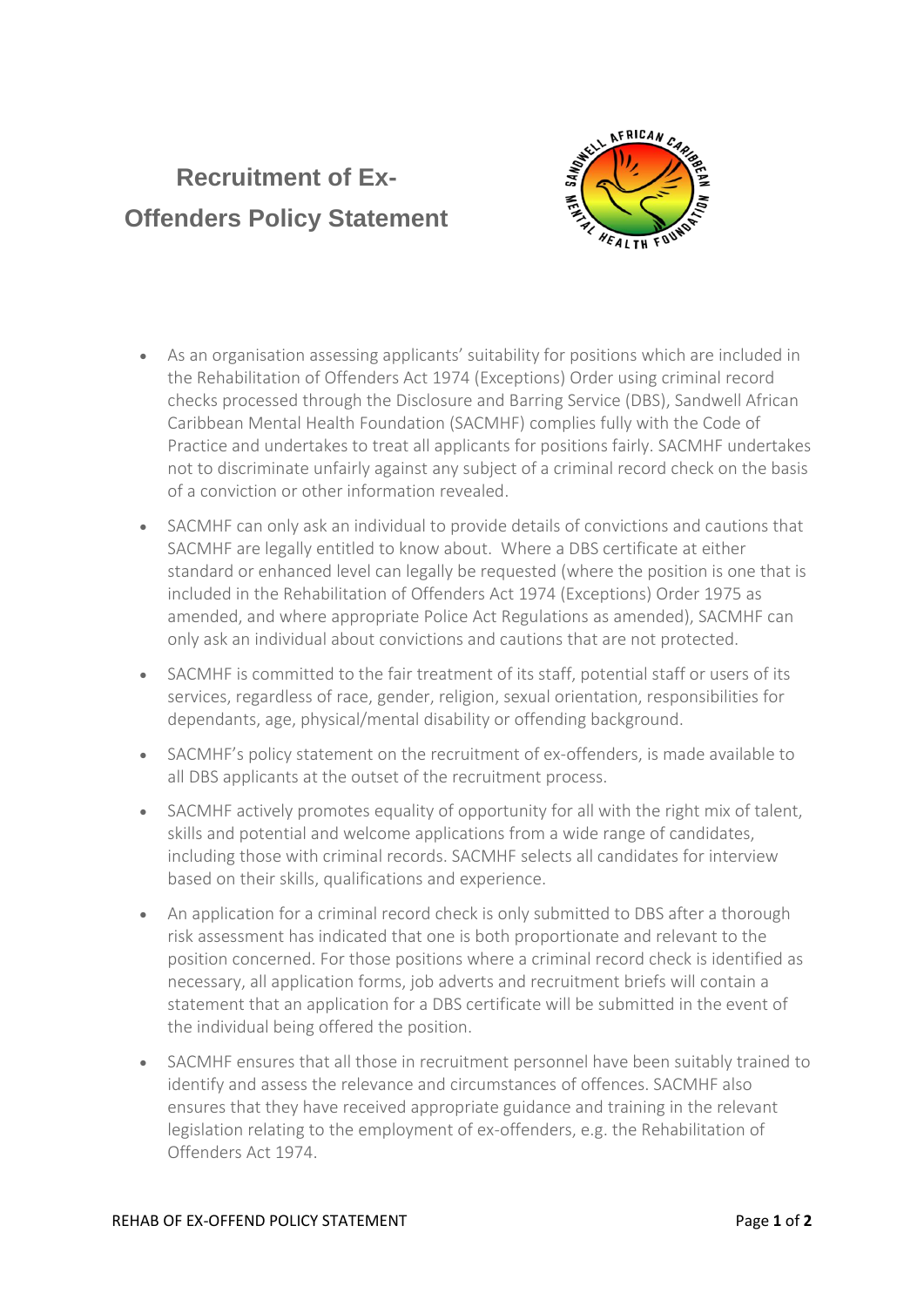# Recruitment of Ex-Offenders Policy Statement

- As an organisation assessing applicants' suitability for positions which are included in the Rehabilitation of Offenders Act 1974 (Exceptions) Order using criminal record checks processed through the Disclosure and Barring Service (DBS), Sandwell African Caribbean Mental Health Foundation (SACMHF) complies fully with the Code of Practice and undertakes to treat all applicants for positions fairly. SACMHF undertakes not to discriminate unfairly against any subject of a criminal record check on the basis of a conviction or other information revealed.
- SACMHF can only ask an individual to provide details of convictions and cautions that SACMHF are legally entitled to know about. Where a DBS certificate at either standard or enhanced level can legally be requested (where the position is one that is included in the Rehabilitation of Offenders Act 1974 (Exceptions) Order 1975 as amended, and where appropriate Police Act Regulations as amended), SACMHF can only ask an individual about convictions and cautions that are not protected.
- SACMHF is committed to the fair treatment of its staff, potential staff or users of its services, regardless of race, gender, religion, sexual orientation, responsibilities for dependants, age, physical/mental disability or offending background.
- SACMHF's policy statement on the recruitment of ex-offenders, is made available to all DBS applicants at the outset of the recruitment process.
- SACMHF actively promotes equality of opportunity for all with the right mix of talent, skills and potential and welcome applications from a wide range of candidates, including those with criminal records. SACMHF selects all candidates for interview based on their skills, qualifications and experience.
- An application for a criminal record check is only submitted to DBS after a thorough risk assessment has indicated that one is both proportionate and relevant to the position concerned. For those positions where a criminal record check is identified as necessary, all application forms, job adverts and recruitment briefs will contain a statement that an application for a DBS certificate will be submitted in the event of the individual being offered the position.
- SACMHF ensures that all those in recruitment personnel have been suitably trained to identify and assess the relevance and circumstances of offences. SACMHF also ensures that they have received appropriate guidance and training in the relevant legislation relating to the employment of ex-offenders, e.g. the Rehabilitation of Offenders Act 1974.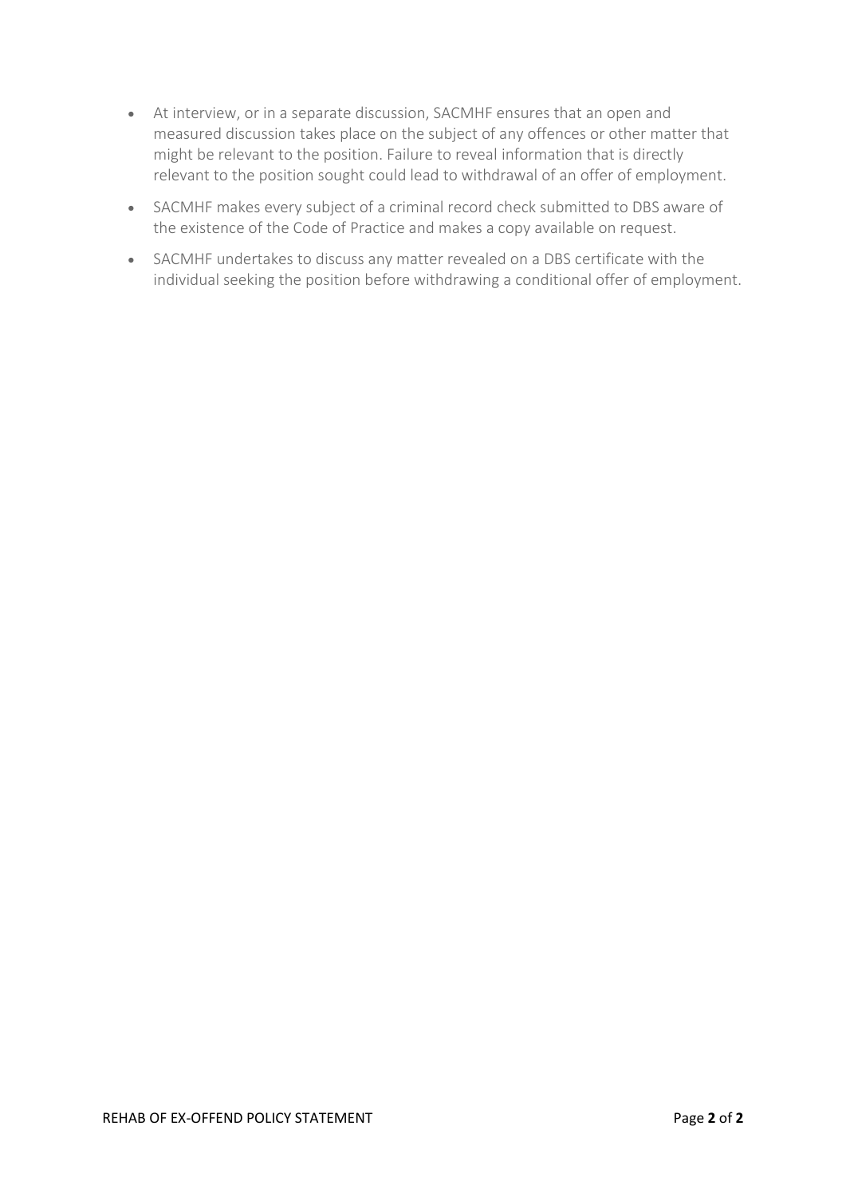- At interview, or in a separate discussion, SACMHF ensures that an open and measured discussion takes place on the subject of any offences or other matter that might be relevant to the position. Failure to reveal information that is directly relevant to the position sought could lead to withdrawal of an offer of employment.
- SACMHF makes every subject of a criminal record check submitted to DBS aware of the existence of the Code of Practice and makes a copy available on request.
- SACMHF undertakes to discuss any matter revealed on a DBS certificate with the individual seeking the position before withdrawing a conditional offer of employment.